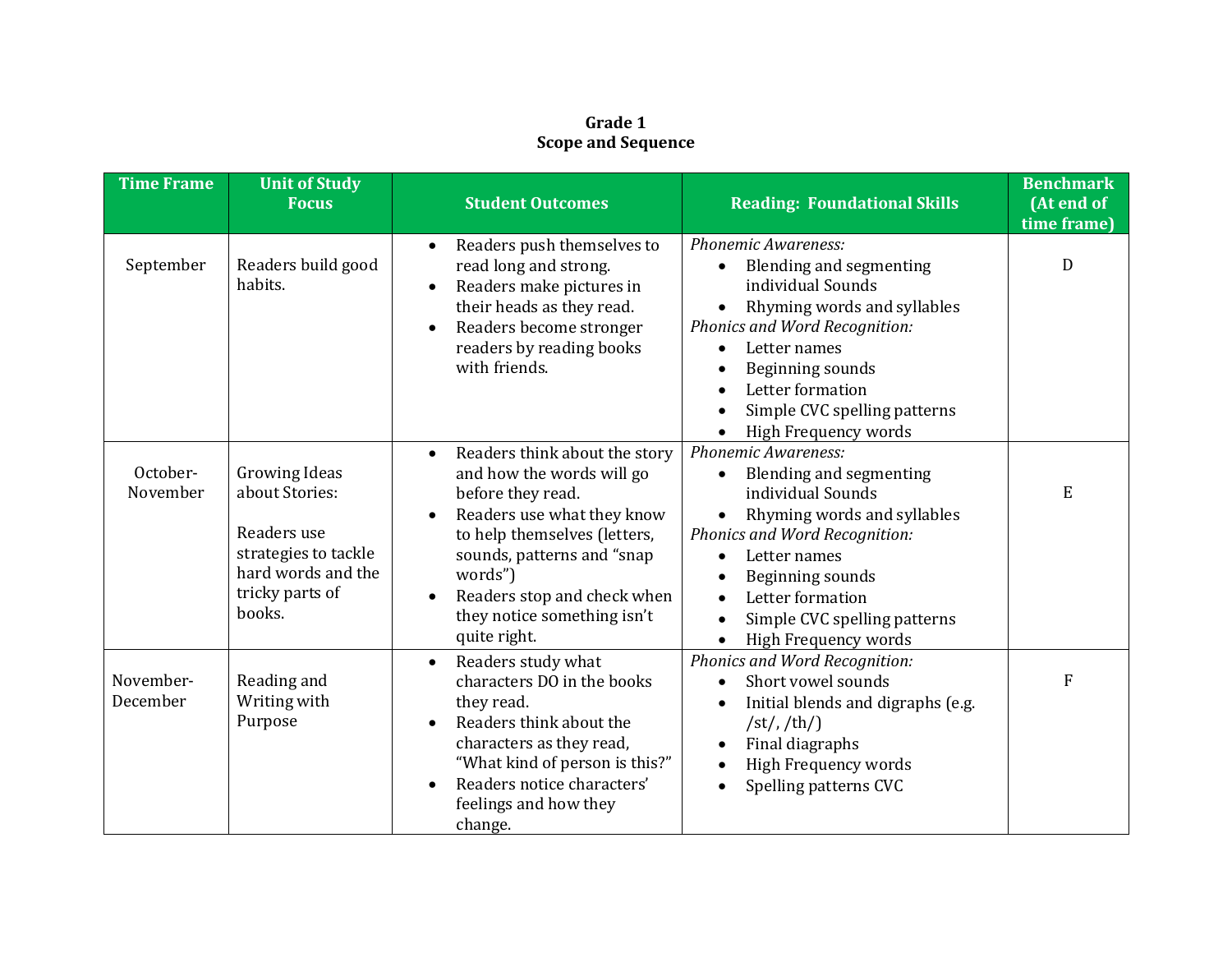**Grade 1**
**Scope and Sequence**

| Time Frame | Unit of Study Focus | Student Outcomes | Reading: Foundational Skills | Benchmark (At end of time frame) |
|---|---|---|---|---|
| September | Readers build good habits. | • Readers push themselves to read long and strong.<br>• Readers make pictures in their heads as they read.<br>• Readers become stronger readers by reading books with friends. | *Phonemic Awareness:*<br>• Blending and segmenting individual Sounds<br>• Rhyming words and syllables<br>*Phonics and Word Recognition:*<br>• Letter names<br>• Beginning sounds<br>• Letter formation<br>• Simple CVC spelling patterns<br>• High Frequency words | D |
| October-November | Growing Ideas about Stories:<br><br>Readers use strategies to tackle hard words and the tricky parts of books. | • Readers think about the story and how the words will go before they read.<br>• Readers use what they know to help themselves (letters, sounds, patterns and "snap words")<br>• Readers stop and check when they notice something isn't quite right. | *Phonemic Awareness:*<br>• Blending and segmenting individual Sounds<br>• Rhyming words and syllables<br>*Phonics and Word Recognition:*<br>• Letter names<br>• Beginning sounds<br>• Letter formation<br>• Simple CVC spelling patterns<br>• High Frequency words | E |
| November-December | Reading and Writing with Purpose | • Readers study what characters DO in the books they read.<br>• Readers think about the characters as they read, "What kind of person is this?"<br>• Readers notice characters' feelings and how they change. | *Phonics and Word Recognition:*<br>• Short vowel sounds<br>• Initial blends and digraphs (e.g. /st/, /th/)<br>• Final diagraphs<br>• High Frequency words<br>• Spelling patterns CVC | F |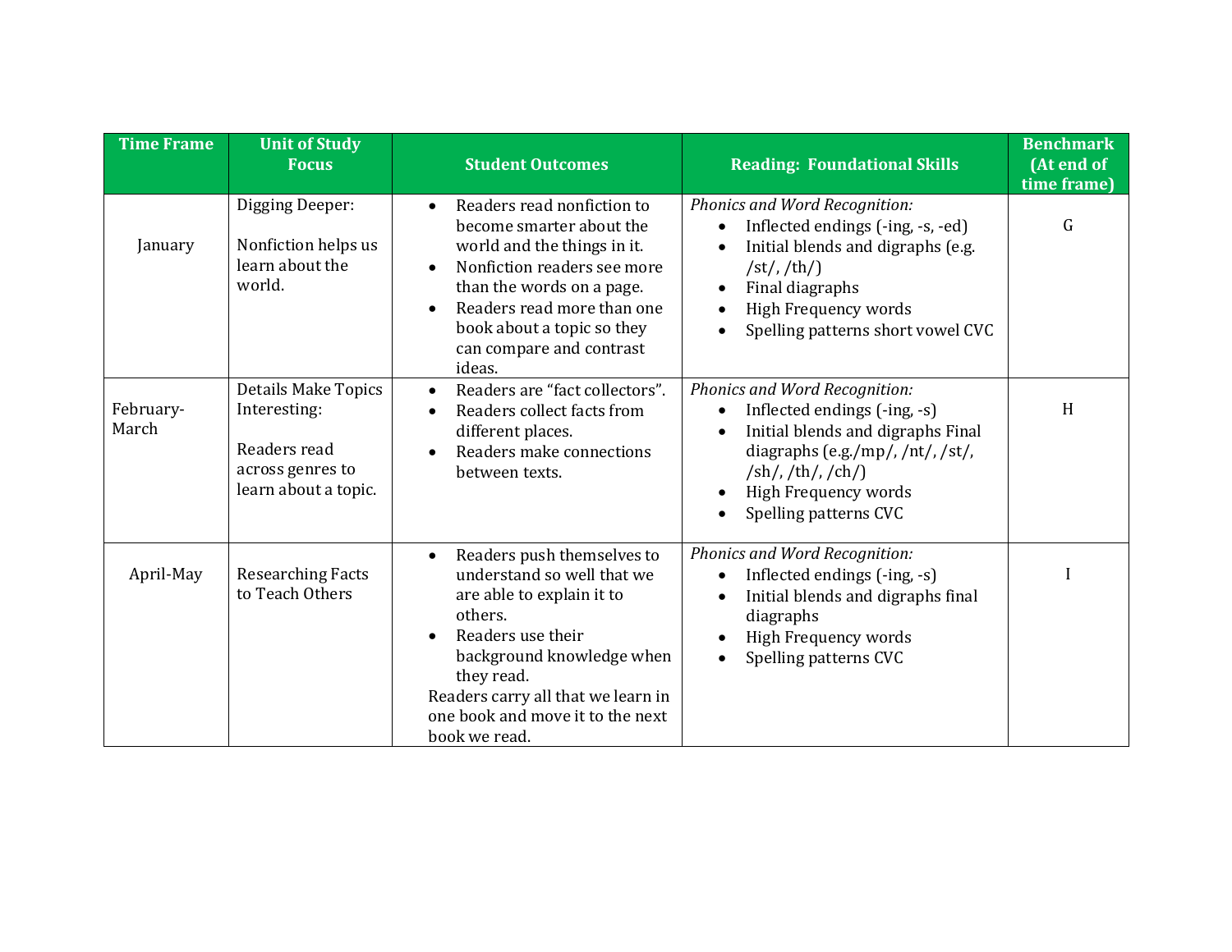| Time Frame | Unit of Study Focus | Student Outcomes | Reading: Foundational Skills | Benchmark (At end of time frame) |
|---|---|---|---|---|
| January | Digging Deeper:<br><br>Nonfiction helps us learn about the world. | • Readers read nonfiction to become smarter about the world and the things in it.<br>• Nonfiction readers see more than the words on a page.<br>• Readers read more than one book about a topic so they can compare and contrast ideas. | *Phonics and Word Recognition:*<br>• Inflected endings (-ing, -s, -ed)<br>• Initial blends and digraphs (e.g. /st/, /th/)<br>• Final diagraphs<br>• High Frequency words<br>• Spelling patterns short vowel CVC | G |
| February-March | Details Make Topics Interesting:<br><br>Readers read across genres to learn about a topic. | • Readers are "fact collectors".<br>• Readers collect facts from different places.<br>• Readers make connections between texts. | *Phonics and Word Recognition:*<br>• Inflected endings (-ing, -s)<br>• Initial blends and digraphs Final diagraphs (e.g./mp/, /nt/, /st/, /sh/, /th/, /ch/)<br>• High Frequency words<br>• Spelling patterns CVC | H |
| April-May | Researching Facts to Teach Others | • Readers push themselves to understand so well that we are able to explain it to others.<br>• Readers use their background knowledge when they read.<br>Readers carry all that we learn in one book and move it to the next book we read. | *Phonics and Word Recognition:*<br>• Inflected endings (-ing, -s)<br>• Initial blends and digraphs final diagraphs<br>• High Frequency words<br>• Spelling patterns CVC | I |